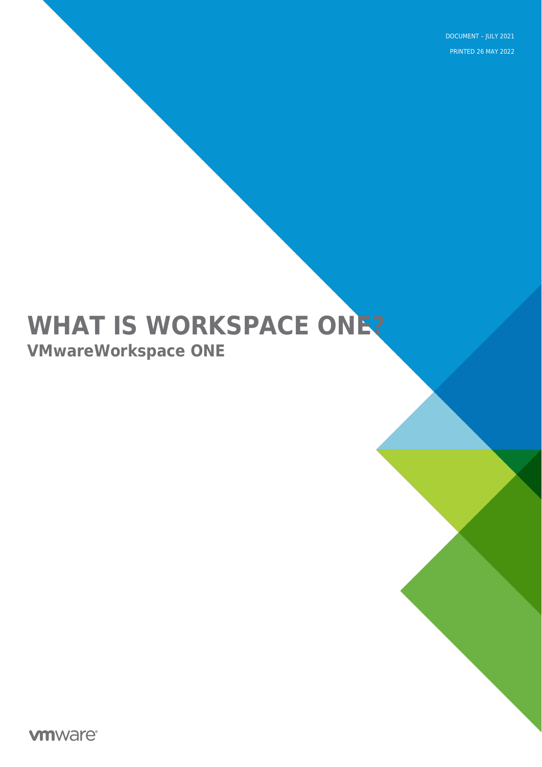DOCUMENT – JULY 2021

PRINTED 26 MAY 2022

# WHAT IS WORKSPACE ONE?

## VMwareWorkspace ONE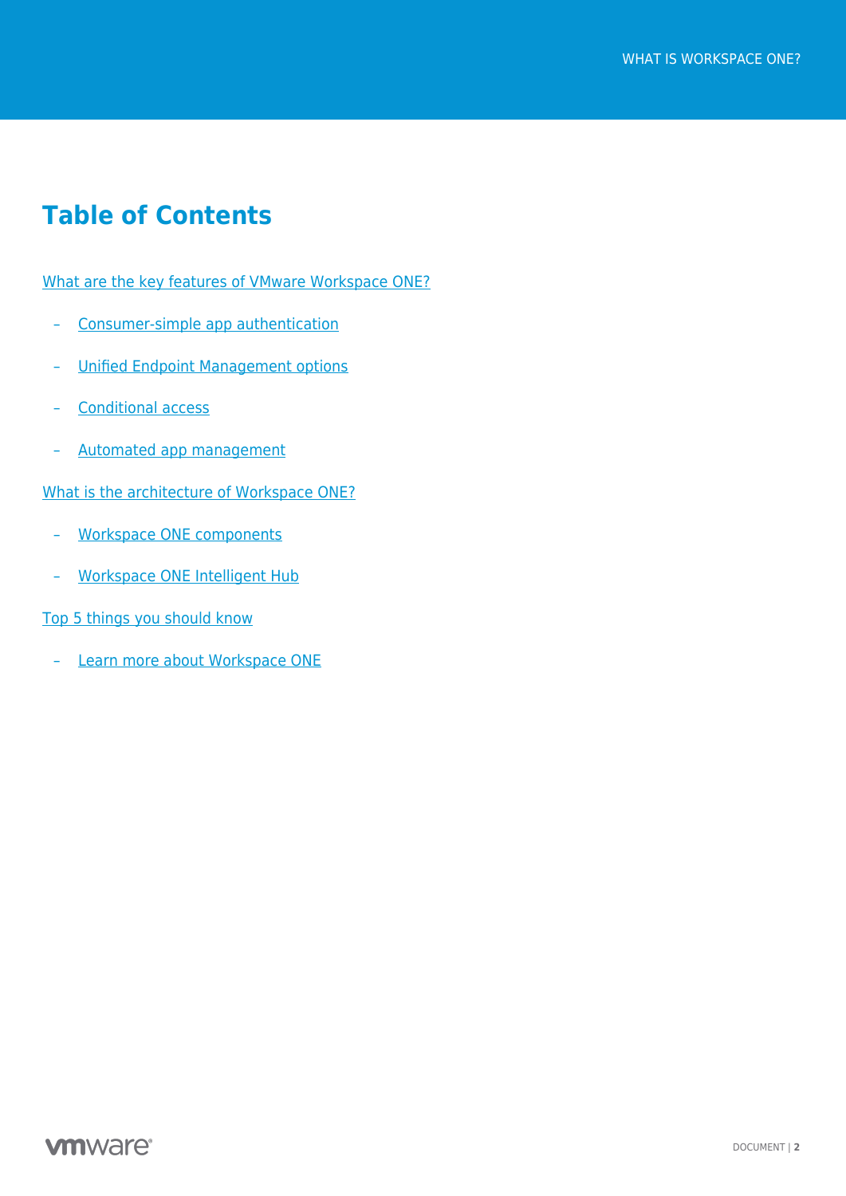# Table of Contents

What are the key features of VMware Workspace ONE?

- Consumer-simple app authentication
- Unified Endpoint Management options
- Conditional access
- Automated app management

What is the architecture of Workspace ONE?

- Workspace ONE components
- Workspace ONE Intelligent Hub

Top 5 things you should know

- Learn more about Workspace ONE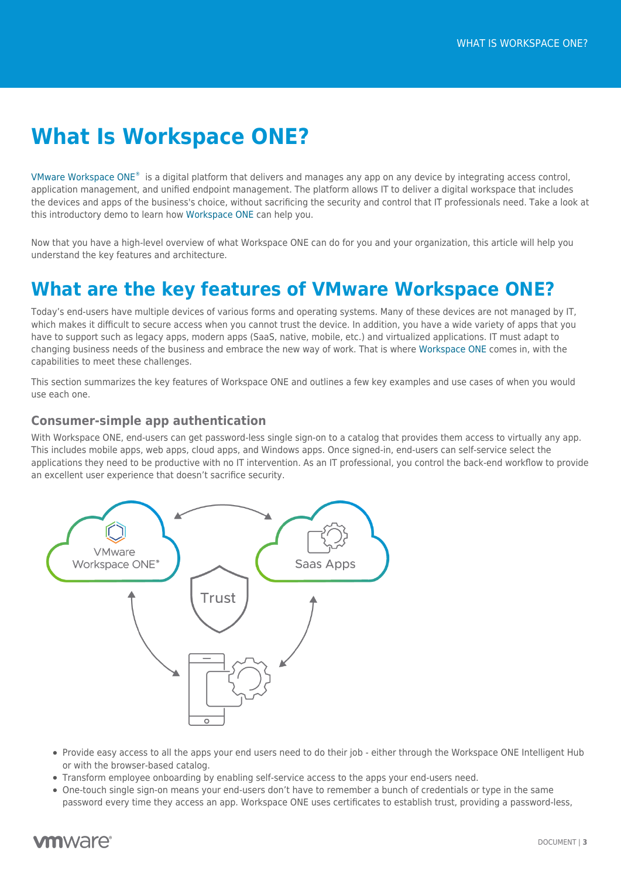# What Is Workspace ONE?

VMware Workspace ONE® is a digital platform that delivers and manages any app on any device by integrating access control, application management, and unified endpoint management. The platform allows IT to deliver a digital workspace that includes the devices and apps of the business's choice, without sacrificing the security and control that IT professionals need. Take a look at this introductory demo to learn how Workspace ONE can help you.

Now that you have a high-level overview of what Workspace ONE can do for you and your organization, this article will help you understand the key features and architecture.

# What are the key features of VMware Workspace ONE?

Today's end-users have multiple devices of various forms and operating systems. Many of these devices are not managed by IT, which makes it difficult to secure access when you cannot trust the device. In addition, you have a wide variety of apps that you have to support such as legacy apps, modern apps (SaaS, native, mobile, etc.) and virtualized applications. IT must adapt to changing business needs of the business and embrace the new way of work. That is where Workspace ONE comes in, with the capabilities to meet these challenges.

This section summarizes the key features of Workspace ONE and outlines a few key examples and use cases of when you would use each one.

### Consumer-simple app authentication

With Workspace ONE, end-users can get password-less single sign-on to a catalog that provides them access to virtually any app. This includes mobile apps, web apps, cloud apps, and Windows apps. Once signed-in, end-users can self-service select the applications they need to be productive with no IT intervention. As an IT professional, you control the back-end workflow to provide an excellent user experience that doesn't sacrifice security.

- Provide easy access to all the apps your end users need to do their job - either through the Workspace ONE Intelligent Hub or with the browser-based catalog.
- Transform employee onboarding by enabling self-service access to the apps your end-users need.
- One-touch single sign-on means your end-users don't have to remember a bunch of credentials or type in the same password every time they access an app. Workspace ONE uses certificates to establish trust, providing a password-less,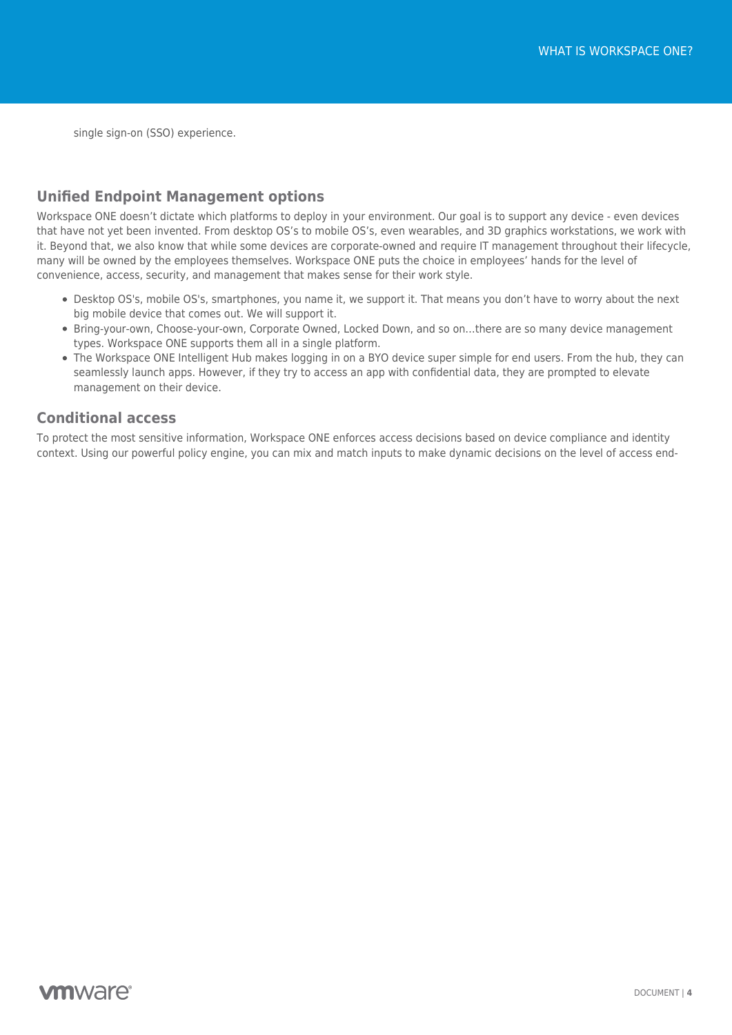single sign-on (SSO) experience.

## Unified Endpoint Management options

Workspace ONE doesn't dictate which platforms to deploy in your environment. Our goal is to support any device - even devices that have not yet been invented. From desktop OS's to mobile OS's, even wearables, and 3D graphics workstations, we work with it. Beyond that, we also know that while some devices are corporate-owned and require IT management throughout their lifecycle, many will be owned by the employees themselves. Workspace ONE puts the choice in employees' hands for the level of convenience, access, security, and management that makes sense for their work style.

- Desktop OS's, mobile OS's, smartphones, you name it, we support it. That means you don't have to worry about the next big mobile device that comes out. We will support it.
- Bring-your-own, Choose-your-own, Corporate Owned, Locked Down, and so on...there are so many device management types. Workspace ONE supports them all in a single platform.
- The Workspace ONE Intelligent Hub makes logging in on a BYO device super simple for end users. From the hub, they can seamlessly launch apps. However, if they try to access an app with confidential data, they are prompted to elevate management on their device.

## Conditional access

To protect the most sensitive information, Workspace ONE enforces access decisions based on device compliance and identity context. Using our powerful policy engine, you can mix and match inputs to make dynamic decisions on the level of access end-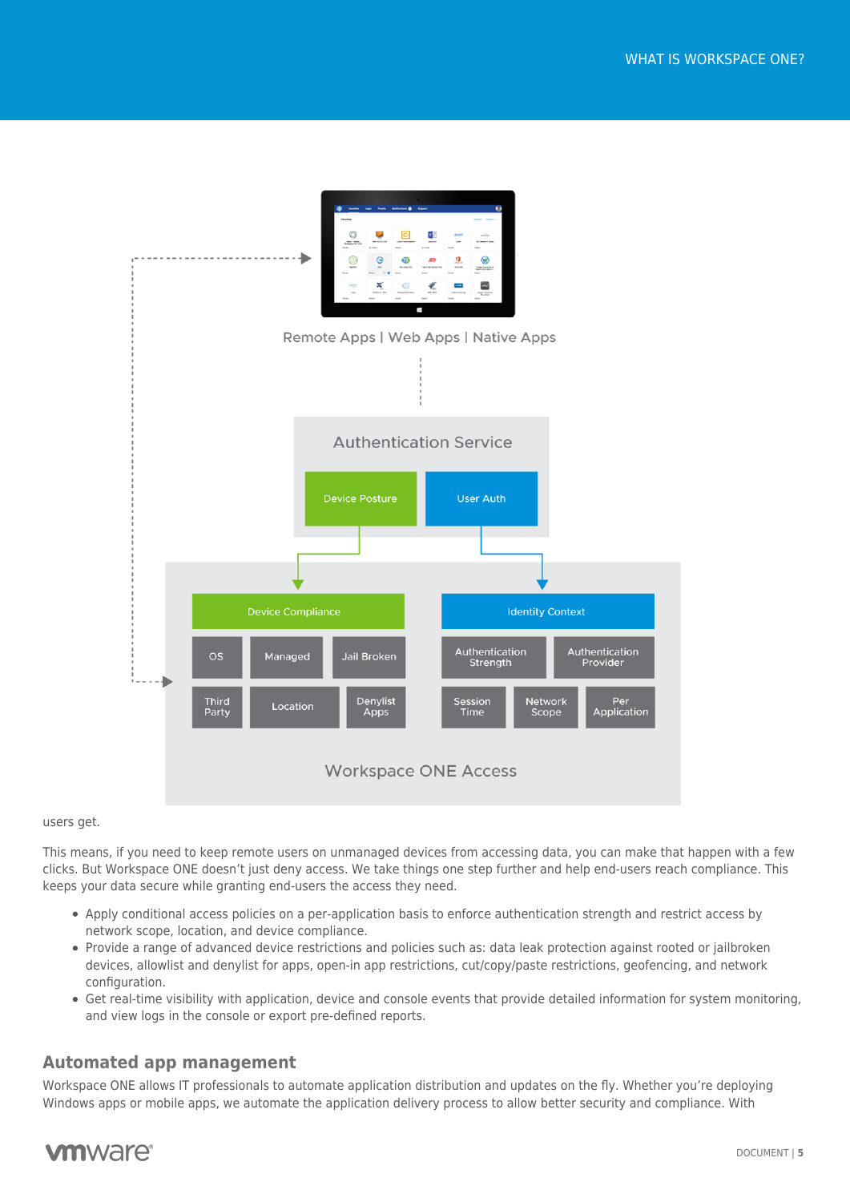Remote Apps | Web Apps | Native Apps

Authentication Service

Device Posture

User Auth

Device Compliance

OS

Managed

Jail Broken

Third Party

Location

Denylist Apps

Identity Context

Authentication Strength

Authentication Provider

Session Time

Network Scope

Per Application

Workspace ONE Access

users get.

This means, if you need to keep remote users on unmanaged devices from accessing data, you can make that happen with a few clicks. But Workspace ONE doesn't just deny access. We take things one step further and help end-users reach compliance. This keeps your data secure while granting end-users the access they need.

- Apply conditional access policies on a per-application basis to enforce authentication strength and restrict access by network scope, location, and device compliance.
- Provide a range of advanced device restrictions and policies such as: data leak protection against rooted or jailbroken devices, allowlist and denylist for apps, open-in app restrictions, cut/copy/paste restrictions, geofencing, and network configuration.
- Get real-time visibility with application, device and console events that provide detailed information for system monitoring, and view logs in the console or export pre-defined reports.

## Automated app management

Workspace ONE allows IT professionals to automate application distribution and updates on the fly. Whether you're deploying Windows apps or mobile apps, we automate the application delivery process to allow better security and compliance. With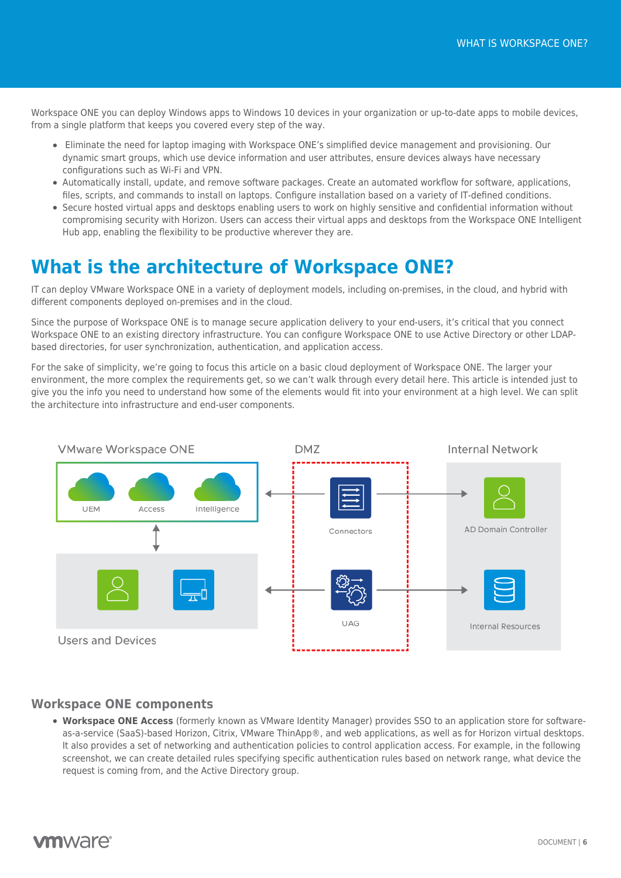Workspace ONE you can deploy Windows apps to Windows 10 devices in your organization or up-to-date apps to mobile devices, from a single platform that keeps you covered every step of the way.

- Eliminate the need for laptop imaging with Workspace ONE's simplified device management and provisioning. Our dynamic smart groups, which use device information and user attributes, ensure devices always have necessary configurations such as Wi-Fi and VPN.
- Automatically install, update, and remove software packages. Create an automated workflow for software, applications, files, scripts, and commands to install on laptops. Configure installation based on a variety of IT-defined conditions.
- Secure hosted virtual apps and desktops enabling users to work on highly sensitive and confidential information without compromising security with Horizon. Users can access their virtual apps and desktops from the Workspace ONE Intelligent Hub app, enabling the flexibility to be productive wherever they are.

# What is the architecture of Workspace ONE?

IT can deploy VMware Workspace ONE in a variety of deployment models, including on-premises, in the cloud, and hybrid with different components deployed on-premises and in the cloud.

Since the purpose of Workspace ONE is to manage secure application delivery to your end-users, it's critical that you connect Workspace ONE to an existing directory infrastructure. You can configure Workspace ONE to use Active Directory or other LDAP-based directories, for user synchronization, authentication, and application access.

For the sake of simplicity, we're going to focus this article on a basic cloud deployment of Workspace ONE. The larger your environment, the more complex the requirements get, so we can't walk through every detail here. This article is intended just to give you the info you need to understand how some of the elements would fit into your environment at a high level. We can split the architecture into infrastructure and end-user components.

VMware Workspace ONE — UEM, Access, Intelligence

DMZ — Connectors, UAG

Internal Network — AD Domain Controller, Internal Resources

Users and Devices

## Workspace ONE components

- **Workspace ONE Access** (formerly known as VMware Identity Manager) provides SSO to an application store for software-as-a-service (SaaS)-based Horizon, Citrix, VMware ThinApp®, and web applications, as well as for Horizon virtual desktops. It also provides a set of networking and authentication policies to control application access. For example, in the following screenshot, we can create detailed rules specifying specific authentication rules based on network range, what device the request is coming from, and the Active Directory group.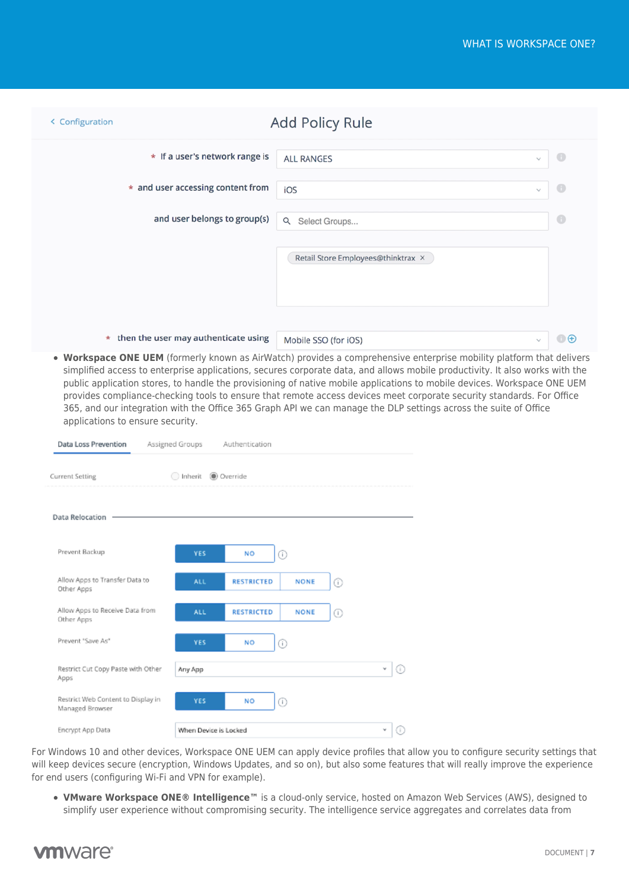Add Policy Rule

- If a user's network range is: ALL RANGES
- and user accessing content from: iOS
- and user belongs to group(s): Retail Store Employees@thinktrax
- then the user may authenticate using: Mobile SSO (for iOS)

- **Workspace ONE UEM** (formerly known as AirWatch) provides a comprehensive enterprise mobility platform that delivers simplified access to enterprise applications, secures corporate data, and allows mobile productivity. It also works with the public application stores, to handle the provisioning of native mobile applications to mobile devices. Workspace ONE UEM provides compliance-checking tools to ensure that remote access devices meet corporate security standards. For Office 365, and our integration with the Office 365 Graph API we can manage the DLP settings across the suite of Office applications to ensure security.

Data Loss Prevention | Assigned Groups | Authentication

Current Setting: Inherit / Override

Data Relocation

| Setting | Value |
| --- | --- |
| Prevent Backup | YES / NO |
| Allow Apps to Transfer Data to Other Apps | ALL / RESTRICTED / NONE |
| Allow Apps to Receive Data from Other Apps | ALL / RESTRICTED / NONE |
| Prevent "Save As" | YES / NO |
| Restrict Cut Copy Paste with Other Apps | Any App |
| Restrict Web Content to Display in Managed Browser | YES / NO |
| Encrypt App Data | When Device is Locked |

For Windows 10 and other devices, Workspace ONE UEM can apply device profiles that allow you to configure security settings that will keep devices secure (encryption, Windows Updates, and so on), but also some features that will really improve the experience for end users (configuring Wi-Fi and VPN for example).

- **VMware Workspace ONE® Intelligence™** is a cloud-only service, hosted on Amazon Web Services (AWS), designed to simplify user experience without compromising security. The intelligence service aggregates and correlates data from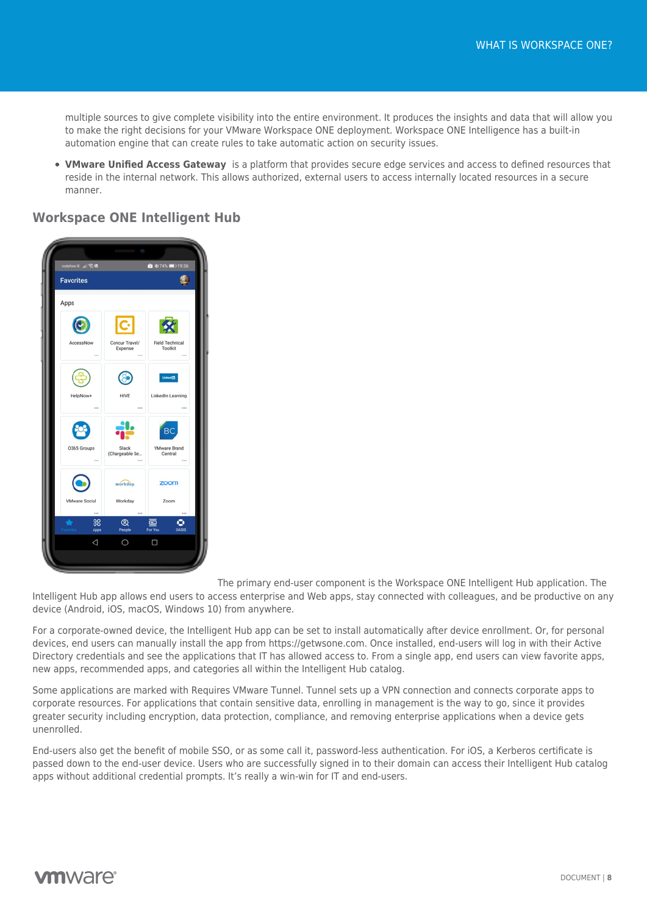multiple sources to give complete visibility into the entire environment. It produces the insights and data that will allow you to make the right decisions for your VMware Workspace ONE deployment. Workspace ONE Intelligence has a built-in automation engine that can create rules to take automatic action on security issues.

- **VMware Unified Access Gateway** is a platform that provides secure edge services and access to defined resources that reside in the internal network. This allows authorized, external users to access internally located resources in a secure manner.

## Workspace ONE Intelligent Hub

The primary end-user component is the Workspace ONE Intelligent Hub application. The Intelligent Hub app allows end users to access enterprise and Web apps, stay connected with colleagues, and be productive on any device (Android, iOS, macOS, Windows 10) from anywhere.

For a corporate-owned device, the Intelligent Hub app can be set to install automatically after device enrollment. Or, for personal devices, end users can manually install the app from https://getwsone.com. Once installed, end-users will log in with their Active Directory credentials and see the applications that IT has allowed access to. From a single app, end users can view favorite apps, new apps, recommended apps, and categories all within the Intelligent Hub catalog.

Some applications are marked with Requires VMware Tunnel. Tunnel sets up a VPN connection and connects corporate apps to corporate resources. For applications that contain sensitive data, enrolling in management is the way to go, since it provides greater security including encryption, data protection, compliance, and removing enterprise applications when a device gets unenrolled.

End-users also get the benefit of mobile SSO, or as some call it, password-less authentication. For iOS, a Kerberos certificate is passed down to the end-user device. Users who are successfully signed in to their domain can access their Intelligent Hub catalog apps without additional credential prompts. It's really a win-win for IT and end-users.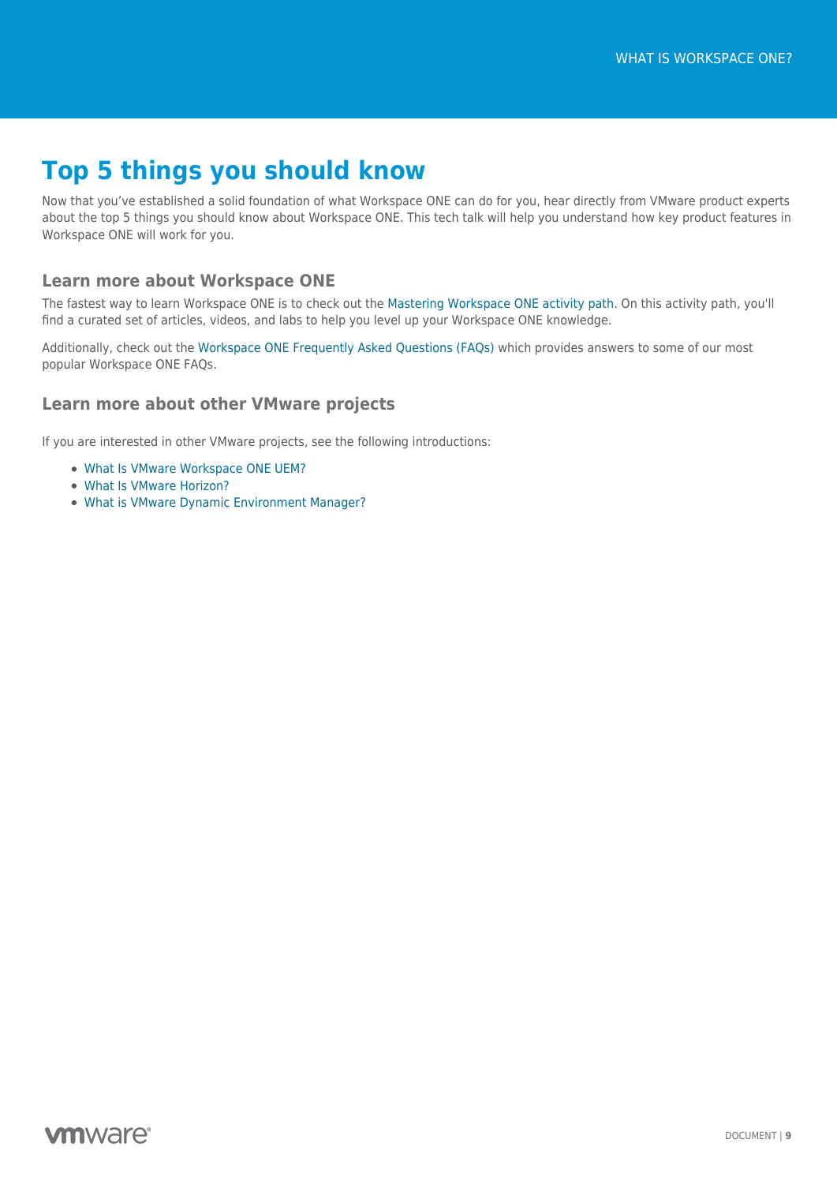# Top 5 things you should know

Now that you've established a solid foundation of what Workspace ONE can do for you, hear directly from VMware product experts about the top 5 things you should know about Workspace ONE. This tech talk will help you understand how key product features in Workspace ONE will work for you.

## Learn more about Workspace ONE

The fastest way to learn Workspace ONE is to check out the Mastering Workspace ONE activity path. On this activity path, you'll find a curated set of articles, videos, and labs to help you level up your Workspace ONE knowledge.

Additionally, check out the Workspace ONE Frequently Asked Questions (FAQs) which provides answers to some of our most popular Workspace ONE FAQs.

## Learn more about other VMware projects

If you are interested in other VMware projects, see the following introductions:

- What Is VMware Workspace ONE UEM?
- What Is VMware Horizon?
- What is VMware Dynamic Environment Manager?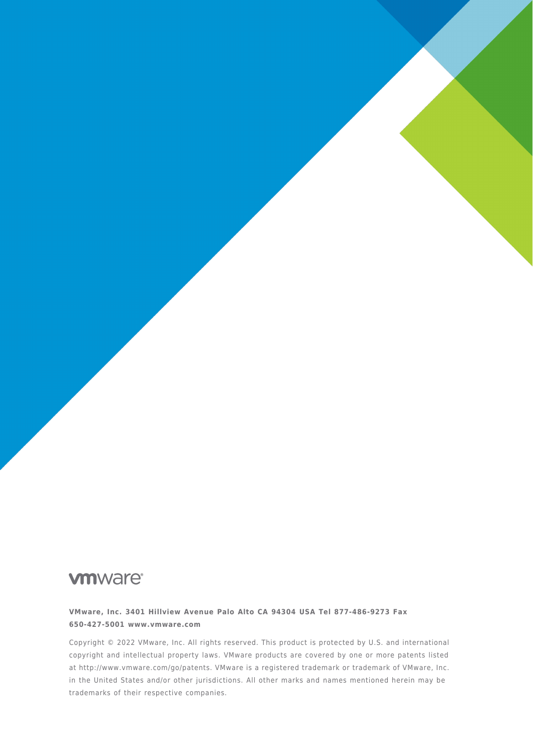**VMware, Inc. 3401 Hillview Avenue Palo Alto CA 94304 USA Tel 877-486-9273 Fax 650-427-5001 www.vmware.com**

Copyright © 2022 VMware, Inc. All rights reserved. This product is protected by U.S. and international copyright and intellectual property laws. VMware products are covered by one or more patents listed at http://www.vmware.com/go/patents. VMware is a registered trademark or trademark of VMware, Inc. in the United States and/or other jurisdictions. All other marks and names mentioned herein may be trademarks of their respective companies.